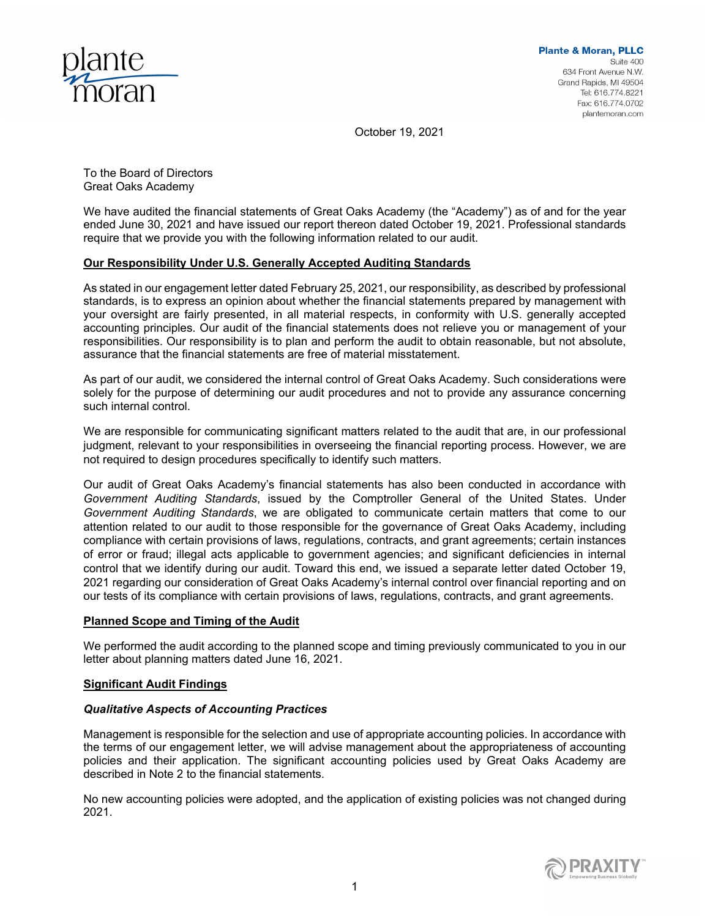Plante & Moran, PLLC
Suite 400
634 Front Avenue N.W.
Grand Rapids, MI 49504
Tel: 616.774.8221
Fax: 616.774.0702
plantemoran.com

October 19, 2021

To the Board of Directors
Great Oaks Academy

We have audited the financial statements of Great Oaks Academy (the "Academy") as of and for the year ended June 30, 2021 and have issued our report thereon dated October 19, 2021. Professional standards require that we provide you with the following information related to our audit.

## Our Responsibility Under U.S. Generally Accepted Auditing Standards

As stated in our engagement letter dated February 25, 2021, our responsibility, as described by professional standards, is to express an opinion about whether the financial statements prepared by management with your oversight are fairly presented, in all material respects, in conformity with U.S. generally accepted accounting principles. Our audit of the financial statements does not relieve you or management of your responsibilities. Our responsibility is to plan and perform the audit to obtain reasonable, but not absolute, assurance that the financial statements are free of material misstatement.

As part of our audit, we considered the internal control of Great Oaks Academy. Such considerations were solely for the purpose of determining our audit procedures and not to provide any assurance concerning such internal control.

We are responsible for communicating significant matters related to the audit that are, in our professional judgment, relevant to your responsibilities in overseeing the financial reporting process. However, we are not required to design procedures specifically to identify such matters.

Our audit of Great Oaks Academy's financial statements has also been conducted in accordance with *Government Auditing Standards*, issued by the Comptroller General of the United States. Under *Government Auditing Standards*, we are obligated to communicate certain matters that come to our attention related to our audit to those responsible for the governance of Great Oaks Academy, including compliance with certain provisions of laws, regulations, contracts, and grant agreements; certain instances of error or fraud; illegal acts applicable to government agencies; and significant deficiencies in internal control that we identify during our audit. Toward this end, we issued a separate letter dated October 19, 2021 regarding our consideration of Great Oaks Academy's internal control over financial reporting and on our tests of its compliance with certain provisions of laws, regulations, contracts, and grant agreements.

## Planned Scope and Timing of the Audit

We performed the audit according to the planned scope and timing previously communicated to you in our letter about planning matters dated June 16, 2021.

## Significant Audit Findings

### *Qualitative Aspects of Accounting Practices*

Management is responsible for the selection and use of appropriate accounting policies. In accordance with the terms of our engagement letter, we will advise management about the appropriateness of accounting policies and their application. The significant accounting policies used by Great Oaks Academy are described in Note 2 to the financial statements.

No new accounting policies were adopted, and the application of existing policies was not changed during 2021.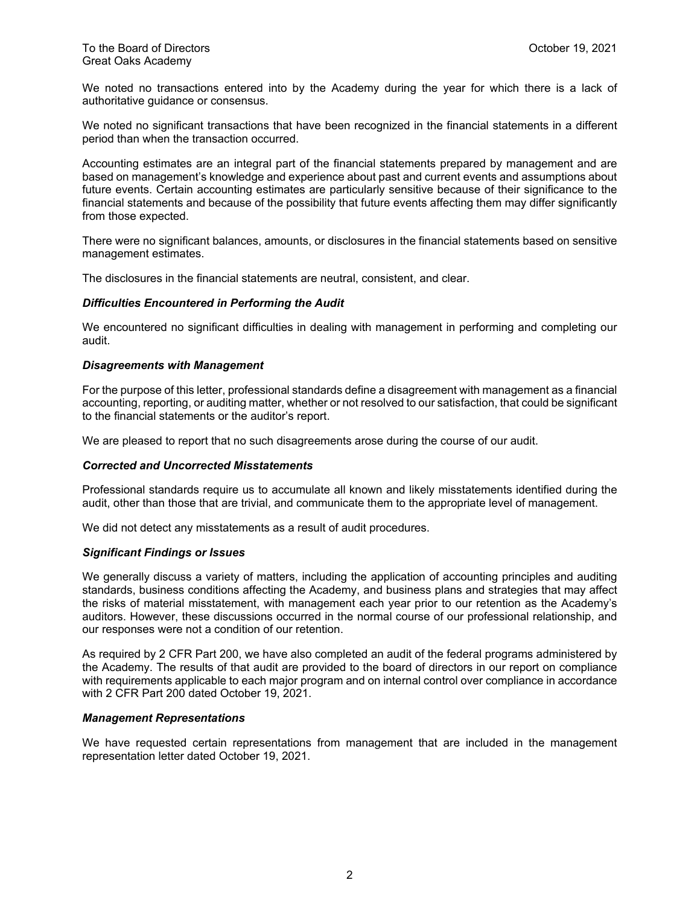We noted no transactions entered into by the Academy during the year for which there is a lack of authoritative guidance or consensus.

We noted no significant transactions that have been recognized in the financial statements in a different period than when the transaction occurred.

Accounting estimates are an integral part of the financial statements prepared by management and are based on management's knowledge and experience about past and current events and assumptions about future events. Certain accounting estimates are particularly sensitive because of their significance to the financial statements and because of the possibility that future events affecting them may differ significantly from those expected.

There were no significant balances, amounts, or disclosures in the financial statements based on sensitive management estimates.

The disclosures in the financial statements are neutral, consistent, and clear.

***Difficulties Encountered in Performing the Audit***

We encountered no significant difficulties in dealing with management in performing and completing our audit.

***Disagreements with Management***

For the purpose of this letter, professional standards define a disagreement with management as a financial accounting, reporting, or auditing matter, whether or not resolved to our satisfaction, that could be significant to the financial statements or the auditor's report.

We are pleased to report that no such disagreements arose during the course of our audit.

***Corrected and Uncorrected Misstatements***

Professional standards require us to accumulate all known and likely misstatements identified during the audit, other than those that are trivial, and communicate them to the appropriate level of management.

We did not detect any misstatements as a result of audit procedures.

***Significant Findings or Issues***

We generally discuss a variety of matters, including the application of accounting principles and auditing standards, business conditions affecting the Academy, and business plans and strategies that may affect the risks of material misstatement, with management each year prior to our retention as the Academy's auditors. However, these discussions occurred in the normal course of our professional relationship, and our responses were not a condition of our retention.

As required by 2 CFR Part 200, we have also completed an audit of the federal programs administered by the Academy. The results of that audit are provided to the board of directors in our report on compliance with requirements applicable to each major program and on internal control over compliance in accordance with 2 CFR Part 200 dated October 19, 2021.

***Management Representations***

We have requested certain representations from management that are included in the management representation letter dated October 19, 2021.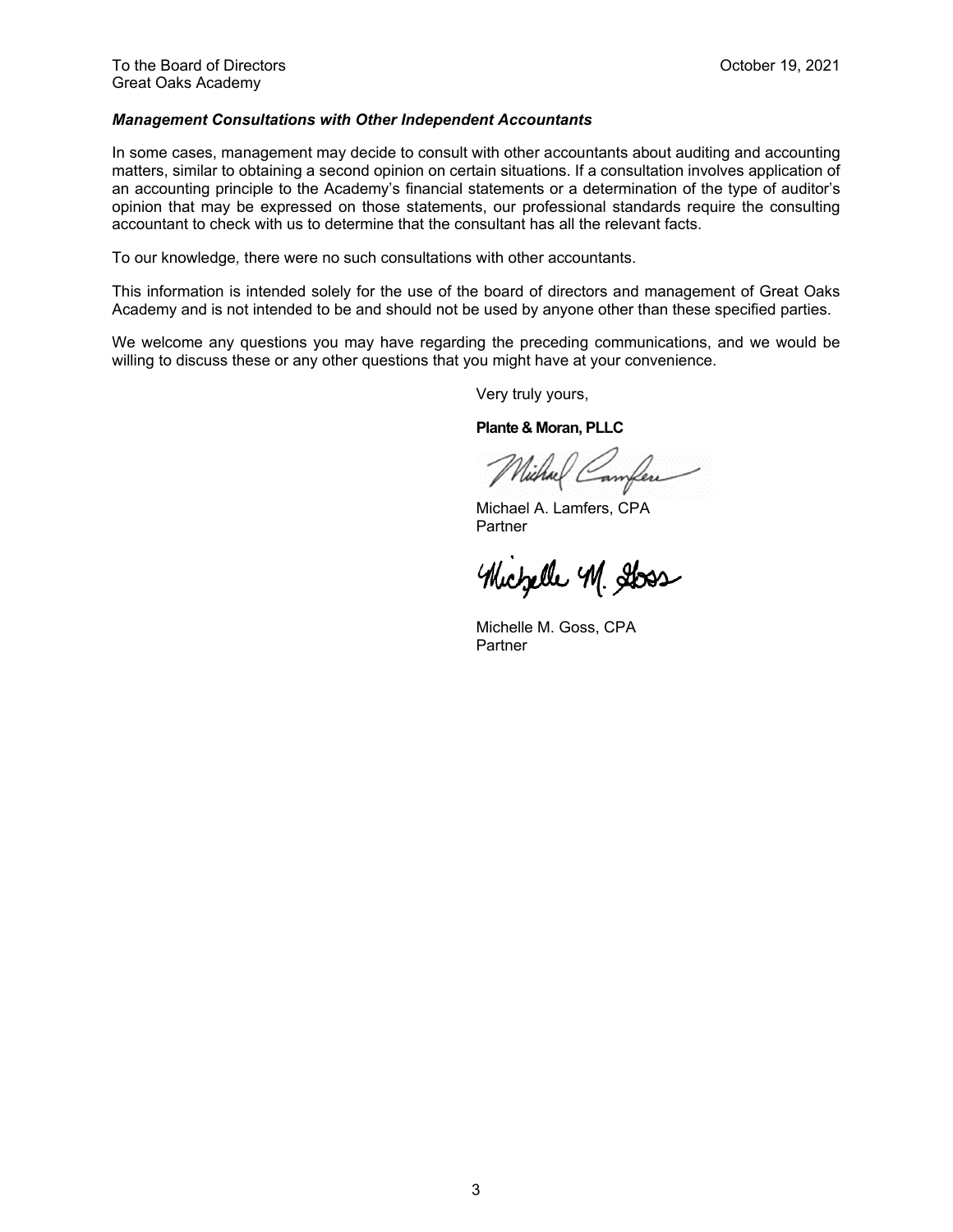To the Board of Directors
Great Oaks Academy

October 19, 2021

***Management Consultations with Other Independent Accountants***

In some cases, management may decide to consult with other accountants about auditing and accounting matters, similar to obtaining a second opinion on certain situations. If a consultation involves application of an accounting principle to the Academy's financial statements or a determination of the type of auditor's opinion that may be expressed on those statements, our professional standards require the consulting accountant to check with us to determine that the consultant has all the relevant facts.

To our knowledge, there were no such consultations with other accountants.

This information is intended solely for the use of the board of directors and management of Great Oaks Academy and is not intended to be and should not be used by anyone other than these specified parties.

We welcome any questions you may have regarding the preceding communications, and we would be willing to discuss these or any other questions that you might have at your convenience.

Very truly yours,

**Plante & Moran, PLLC**

Michael A. Lamfers, CPA
Partner

Michelle M. Goss, CPA
Partner